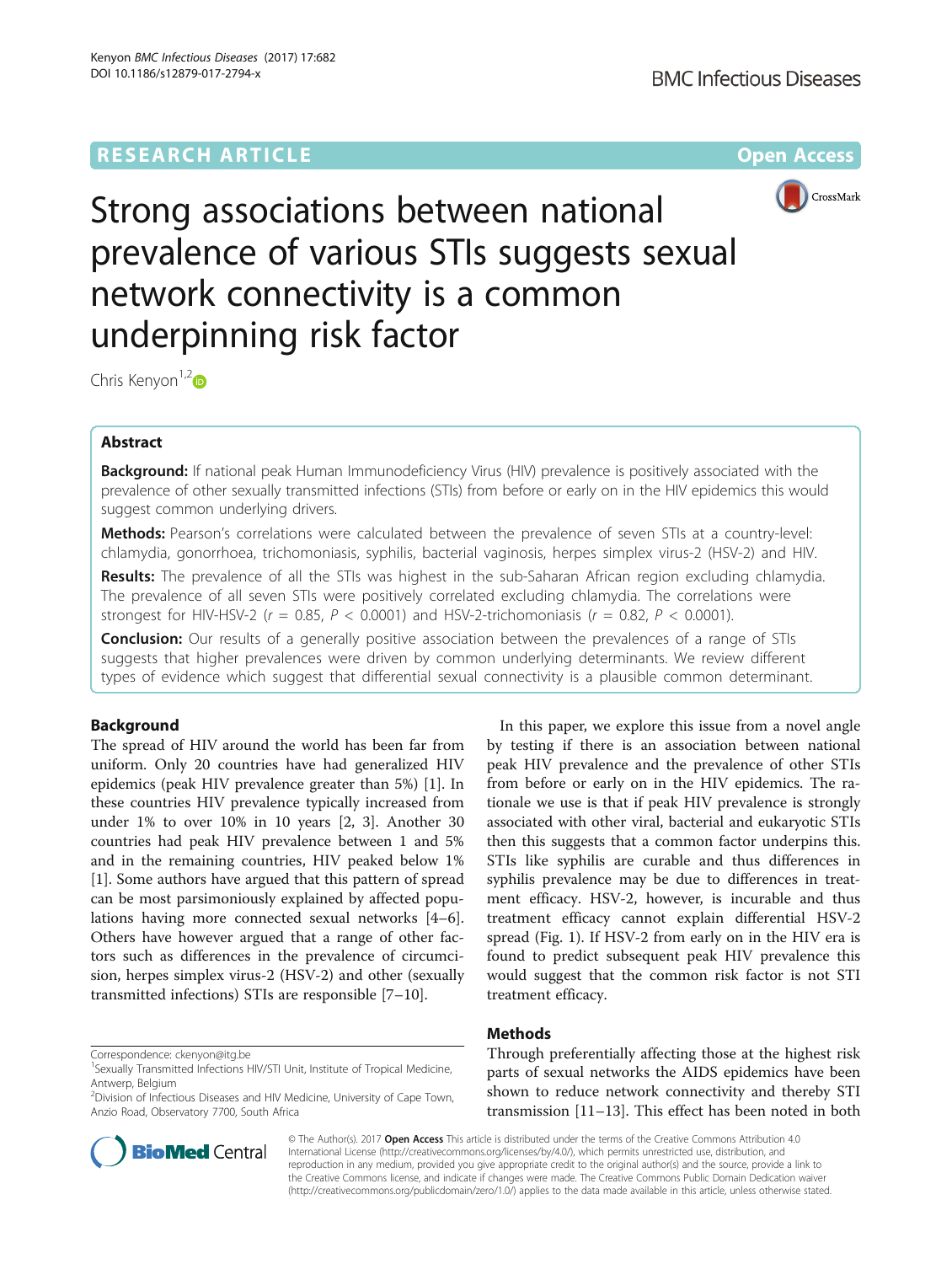RESEARCH ARTICLE

Open Access

# Strong associations between national prevalence of various STIs suggests sexual network connectivity is a common underpinning risk factor

Chris Kenyon[1,2]

## Abstract

**Background:** If national peak Human Immunodeficiency Virus (HIV) prevalence is positively associated with the prevalence of other sexually transmitted infections (STIs) from before or early on in the HIV epidemics this would suggest common underlying drivers.

**Methods:** Pearson's correlations were calculated between the prevalence of seven STIs at a country-level: chlamydia, gonorrhoea, trichomoniasis, syphilis, bacterial vaginosis, herpes simplex virus-2 (HSV-2) and HIV.

**Results:** The prevalence of all the STIs was highest in the sub-Saharan African region excluding chlamydia. The prevalence of all seven STIs were positively correlated excluding chlamydia. The correlations were strongest for HIV-HSV-2 ($r = 0.85$, $P < 0.0001$) and HSV-2-trichomoniasis ($r = 0.82$, $P < 0.0001$).

**Conclusion:** Our results of a generally positive association between the prevalences of a range of STIs suggests that higher prevalences were driven by common underlying determinants. We review different types of evidence which suggest that differential sexual connectivity is a plausible common determinant.

## Background

The spread of HIV around the world has been far from uniform. Only 20 countries have had generalized HIV epidemics (peak HIV prevalence greater than 5%) [1]. In these countries HIV prevalence typically increased from under 1% to over 10% in 10 years [2, 3]. Another 30 countries had peak HIV prevalence between 1 and 5% and in the remaining countries, HIV peaked below 1% [1]. Some authors have argued that this pattern of spread can be most parsimoniously explained by affected populations having more connected sexual networks [4–6]. Others have however argued that a range of other factors such as differences in the prevalence of circumcision, herpes simplex virus-2 (HSV-2) and other (sexually transmitted infections) STIs are responsible [7–10].

In this paper, we explore this issue from a novel angle by testing if there is an association between national peak HIV prevalence and the prevalence of other STIs from before or early on in the HIV epidemics. The rationale we use is that if peak HIV prevalence is strongly associated with other viral, bacterial and eukaryotic STIs then this suggests that a common factor underpins this. STIs like syphilis are curable and thus differences in syphilis prevalence may be due to differences in treatment efficacy. HSV-2, however, is incurable and thus treatment efficacy cannot explain differential HSV-2 spread (Fig. 1). If HSV-2 from early on in the HIV era is found to predict subsequent peak HIV prevalence this would suggest that the common risk factor is not STI treatment efficacy.

## Methods

Through preferentially affecting those at the highest risk parts of sexual networks the AIDS epidemics have been shown to reduce network connectivity and thereby STI transmission [11–13]. This effect has been noted in both

Correspondence: ckenyon@itg.be
[1]Sexually Transmitted Infections HIV/STI Unit, Institute of Tropical Medicine, Antwerp, Belgium
[2]Division of Infectious Diseases and HIV Medicine, University of Cape Town, Anzio Road, Observatory 7700, South Africa

© The Author(s). 2017 **Open Access** This article is distributed under the terms of the Creative Commons Attribution 4.0 International License (http://creativecommons.org/licenses/by/4.0/), which permits unrestricted use, distribution, and reproduction in any medium, provided you give appropriate credit to the original author(s) and the source, provide a link to the Creative Commons license, and indicate if changes were made. The Creative Commons Public Domain Dedication waiver (http://creativecommons.org/publicdomain/zero/1.0/) applies to the data made available in this article, unless otherwise stated.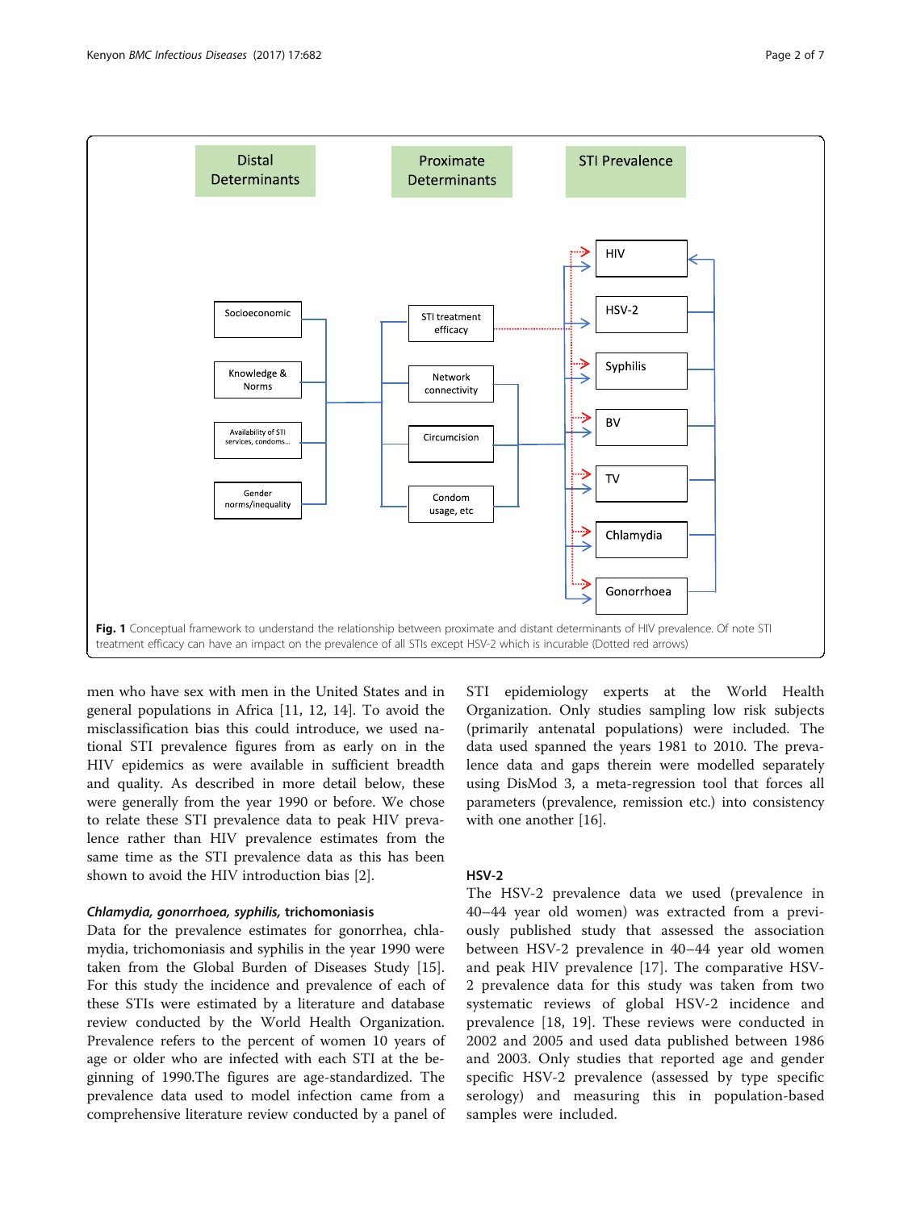Fig. 1 Conceptual framework to understand the relationship between proximate and distant determinants of HIV prevalence. Of note STI treatment efficacy can have an impact on the prevalence of all STIs except HSV-2 which is incurable (Dotted red arrows)

men who have sex with men in the United States and in general populations in Africa [11, 12, 14]. To avoid the misclassification bias this could introduce, we used national STI prevalence figures from as early on in the HIV epidemics as were available in sufficient breadth and quality. As described in more detail below, these were generally from the year 1990 or before. We chose to relate these STI prevalence data to peak HIV prevalence rather than HIV prevalence estimates from the same time as the STI prevalence data as this has been shown to avoid the HIV introduction bias [2].

### *Chlamydia, gonorrhoea, syphilis,* trichomoniasis

Data for the prevalence estimates for gonorrhea, chlamydia, trichomoniasis and syphilis in the year 1990 were taken from the Global Burden of Diseases Study [15]. For this study the incidence and prevalence of each of these STIs were estimated by a literature and database review conducted by the World Health Organization. Prevalence refers to the percent of women 10 years of age or older who are infected with each STI at the beginning of 1990.The figures are age-standardized. The prevalence data used to model infection came from a comprehensive literature review conducted by a panel of STI epidemiology experts at the World Health Organization. Only studies sampling low risk subjects (primarily antenatal populations) were included. The data used spanned the years 1981 to 2010. The prevalence data and gaps therein were modelled separately using DisMod 3, a meta-regression tool that forces all parameters (prevalence, remission etc.) into consistency with one another [16].

### HSV-2

The HSV-2 prevalence data we used (prevalence in 40–44 year old women) was extracted from a previously published study that assessed the association between HSV-2 prevalence in 40–44 year old women and peak HIV prevalence [17]. The comparative HSV-2 prevalence data for this study was taken from two systematic reviews of global HSV-2 incidence and prevalence [18, 19]. These reviews were conducted in 2002 and 2005 and used data published between 1986 and 2003. Only studies that reported age and gender specific HSV-2 prevalence (assessed by type specific serology) and measuring this in population-based samples were included.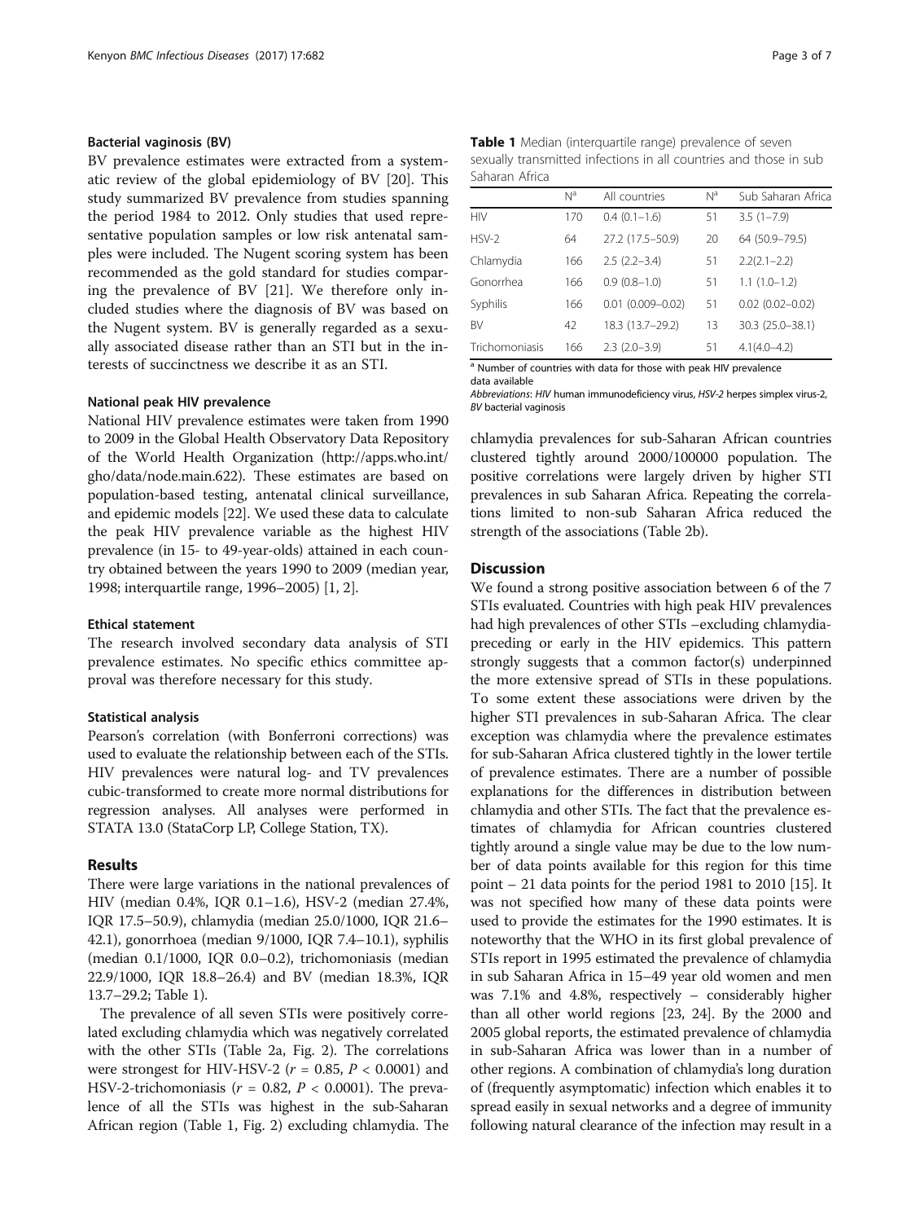#### Bacterial vaginosis (BV)

BV prevalence estimates were extracted from a systematic review of the global epidemiology of BV [20]. This study summarized BV prevalence from studies spanning the period 1984 to 2012. Only studies that used representative population samples or low risk antenatal samples were included. The Nugent scoring system has been recommended as the gold standard for studies comparing the prevalence of BV [21]. We therefore only included studies where the diagnosis of BV was based on the Nugent system. BV is generally regarded as a sexually associated disease rather than an STI but in the interests of succinctness we describe it as an STI.

#### National peak HIV prevalence

National HIV prevalence estimates were taken from 1990 to 2009 in the Global Health Observatory Data Repository of the World Health Organization (http://apps.who.int/gho/data/node.main.622). These estimates are based on population-based testing, antenatal clinical surveillance, and epidemic models [22]. We used these data to calculate the peak HIV prevalence variable as the highest HIV prevalence (in 15- to 49-year-olds) attained in each country obtained between the years 1990 to 2009 (median year, 1998; interquartile range, 1996–2005) [1, 2].

#### Ethical statement

The research involved secondary data analysis of STI prevalence estimates. No specific ethics committee approval was therefore necessary for this study.

#### Statistical analysis

Pearson's correlation (with Bonferroni corrections) was used to evaluate the relationship between each of the STIs. HIV prevalences were natural log- and TV prevalences cubic-transformed to create more normal distributions for regression analyses. All analyses were performed in STATA 13.0 (StataCorp LP, College Station, TX).

## Results

There were large variations in the national prevalences of HIV (median 0.4%, IQR 0.1–1.6), HSV-2 (median 27.4%, IQR 17.5–50.9), chlamydia (median 25.0/1000, IQR 21.6–42.1), gonorrhoea (median 9/1000, IQR 7.4–10.1), syphilis (median 0.1/1000, IQR 0.0–0.2), trichomoniasis (median 22.9/1000, IQR 18.8–26.4) and BV (median 18.3%, IQR 13.7–29.2; Table 1).

The prevalence of all seven STIs were positively correlated excluding chlamydia which was negatively correlated with the other STIs (Table 2a, Fig. 2). The correlations were strongest for HIV-HSV-2 ($r = 0.85$, $P < 0.0001$) and HSV-2-trichomoniasis ($r = 0.82$, $P < 0.0001$). The prevalence of all the STIs was highest in the sub-Saharan African region (Table 1, Fig. 2) excluding chlamydia. The chlamydia prevalences for sub-Saharan African countries clustered tightly around 2000/100000 population. The positive correlations were largely driven by higher STI prevalences in sub Saharan Africa. Repeating the correlations limited to non-sub Saharan Africa reduced the strength of the associations (Table 2b).

**Table 1** Median (interquartile range) prevalence of seven sexually transmitted infections in all countries and those in sub Saharan Africa

| | N[a] | All countries | N[a] | Sub Saharan Africa |
|---|---|---|---|---|
| HIV | 170 | 0.4 (0.1–1.6) | 51 | 3.5 (1–7.9) |
| HSV-2 | 64 | 27.2 (17.5–50.9) | 20 | 64 (50.9–79.5) |
| Chlamydia | 166 | 2.5 (2.2–3.4) | 51 | 2.2(2.1–2.2) |
| Gonorrhea | 166 | 0.9 (0.8–1.0) | 51 | 1.1 (1.0–1.2) |
| Syphilis | 166 | 0.01 (0.009–0.02) | 51 | 0.02 (0.02–0.02) |
| BV | 42 | 18.3 (13.7–29.2) | 13 | 30.3 (25.0–38.1) |
| Trichomoniasis | 166 | 2.3 (2.0–3.9) | 51 | 4.1(4.0–4.2) |

[a] Number of countries with data for those with peak HIV prevalence data available

*Abbreviations*: *HIV* human immunodeficiency virus, *HSV-2* herpes simplex virus-2, *BV* bacterial vaginosis

## Discussion

We found a strong positive association between 6 of the 7 STIs evaluated. Countries with high peak HIV prevalences had high prevalences of other STIs –excluding chlamydia-preceding or early in the HIV epidemics. This pattern strongly suggests that a common factor(s) underpinned the more extensive spread of STIs in these populations. To some extent these associations were driven by the higher STI prevalences in sub-Saharan Africa. The clear exception was chlamydia where the prevalence estimates for sub-Saharan Africa clustered tightly in the lower tertile of prevalence estimates. There are a number of possible explanations for the differences in distribution between chlamydia and other STIs. The fact that the prevalence estimates of chlamydia for African countries clustered tightly around a single value may be due to the low number of data points available for this region for this time point – 21 data points for the period 1981 to 2010 [15]. It was not specified how many of these data points were used to provide the estimates for the 1990 estimates. It is noteworthy that the WHO in its first global prevalence of STIs report in 1995 estimated the prevalence of chlamydia in sub Saharan Africa in 15–49 year old women and men was 7.1% and 4.8%, respectively – considerably higher than all other world regions [23, 24]. By the 2000 and 2005 global reports, the estimated prevalence of chlamydia in sub-Saharan Africa was lower than in a number of other regions. A combination of chlamydia's long duration of (frequently asymptomatic) infection which enables it to spread easily in sexual networks and a degree of immunity following natural clearance of the infection may result in a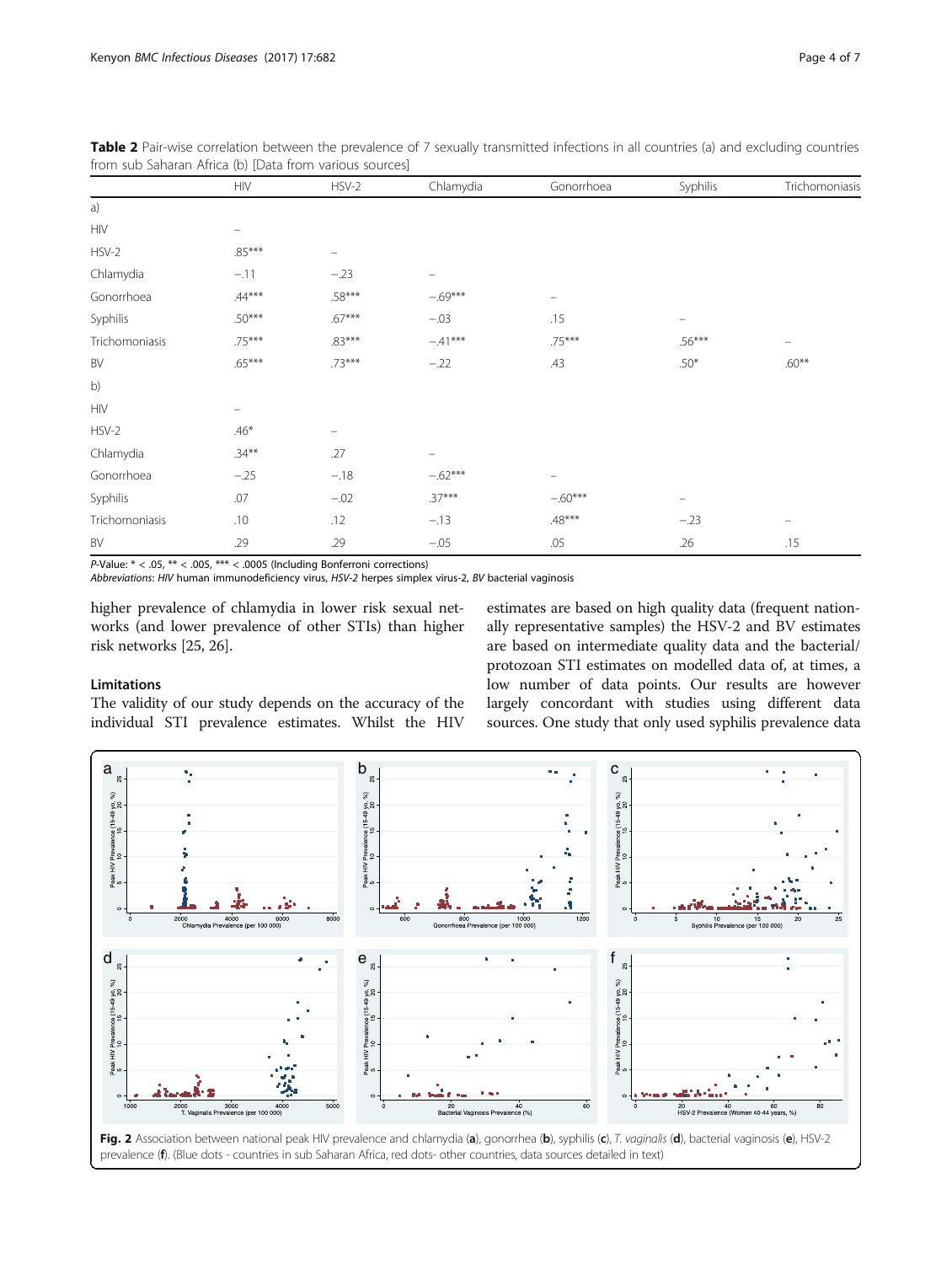**Table 2** Pair-wise correlation between the prevalence of 7 sexually transmitted infections in all countries (a) and excluding countries from sub Saharan Africa (b) [Data from various sources]

| | HIV | HSV-2 | Chlamydia | Gonorrhoea | Syphilis | Trichomoniasis |
|---|---|---|---|---|---|---|
| a) | | | | | | |
| HIV | – | | | | | |
| HSV-2 | .85*** | – | | | | |
| Chlamydia | −.11 | −.23 | – | | | |
| Gonorrhoea | .44*** | .58*** | −.69*** | – | | |
| Syphilis | .50*** | .67*** | −.03 | .15 | – | |
| Trichomoniasis | .75*** | .83*** | −.41*** | .75*** | .56*** | – |
| BV | .65*** | .73*** | −.22 | .43 | .50* | .60** |
| b) | | | | | | |
| HIV | – | | | | | |
| HSV-2 | .46* | – | | | | |
| Chlamydia | .34** | .27 | – | | | |
| Gonorrhoea | −.25 | −.18 | −.62*** | – | | |
| Syphilis | .07 | −.02 | .37*** | −.60*** | – | |
| Trichomoniasis | .10 | .12 | −.13 | .48*** | −.23 | – |
| BV | .29 | .29 | −.05 | .05 | .26 | .15 |

*P*-Value: * < .05, ** < .005, *** < .0005 (Including Bonferroni corrections)

*Abbreviations*: *HIV* human immunodeficiency virus, *HSV-2* herpes simplex virus-2, *BV* bacterial vaginosis

higher prevalence of chlamydia in lower risk sexual networks (and lower prevalence of other STIs) than higher risk networks [25, 26].

### Limitations

The validity of our study depends on the accuracy of the individual STI prevalence estimates. Whilst the HIV estimates are based on high quality data (frequent nationally representative samples) the HSV-2 and BV estimates are based on intermediate quality data and the bacterial/protozoan STI estimates on modelled data of, at times, a low number of data points. Our results are however largely concordant with studies using different data sources. One study that only used syphilis prevalence data

**Fig. 2** Association between national peak HIV prevalence and chlamydia (**a**), gonorrhea (**b**), syphilis (**c**), *T. vaginalis* (**d**), bacterial vaginosis (**e**), HSV-2 prevalence (**f**). (Blue dots - countries in sub Saharan Africa, red dots- other countries, data sources detailed in text)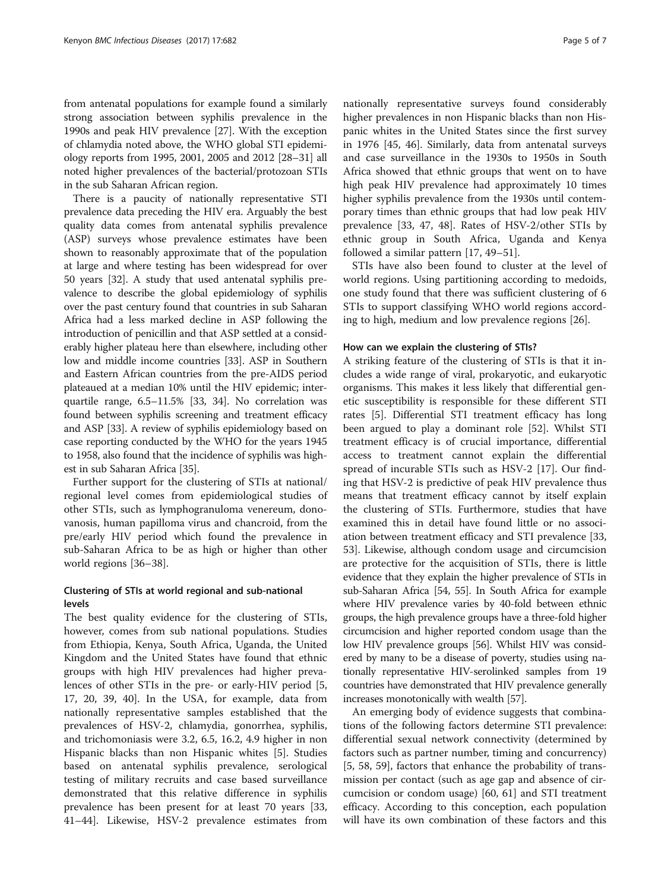from antenatal populations for example found a similarly strong association between syphilis prevalence in the 1990s and peak HIV prevalence [27]. With the exception of chlamydia noted above, the WHO global STI epidemiology reports from 1995, 2001, 2005 and 2012 [28–31] all noted higher prevalences of the bacterial/protozoan STIs in the sub Saharan African region.

There is a paucity of nationally representative STI prevalence data preceding the HIV era. Arguably the best quality data comes from antenatal syphilis prevalence (ASP) surveys whose prevalence estimates have been shown to reasonably approximate that of the population at large and where testing has been widespread for over 50 years [32]. A study that used antenatal syphilis prevalence to describe the global epidemiology of syphilis over the past century found that countries in sub Saharan Africa had a less marked decline in ASP following the introduction of penicillin and that ASP settled at a considerably higher plateau here than elsewhere, including other low and middle income countries [33]. ASP in Southern and Eastern African countries from the pre-AIDS period plateaued at a median 10% until the HIV epidemic; interquartile range, 6.5–11.5% [33, 34]. No correlation was found between syphilis screening and treatment efficacy and ASP [33]. A review of syphilis epidemiology based on case reporting conducted by the WHO for the years 1945 to 1958, also found that the incidence of syphilis was highest in sub Saharan Africa [35].

Further support for the clustering of STIs at national/regional level comes from epidemiological studies of other STIs, such as lymphogranuloma venereum, donovanosis, human papilloma virus and chancroid, from the pre/early HIV period which found the prevalence in sub-Saharan Africa to be as high or higher than other world regions [36–38].

### Clustering of STIs at world regional and sub-national levels

The best quality evidence for the clustering of STIs, however, comes from sub national populations. Studies from Ethiopia, Kenya, South Africa, Uganda, the United Kingdom and the United States have found that ethnic groups with high HIV prevalences had higher prevalences of other STIs in the pre- or early-HIV period [5, 17, 20, 39, 40]. In the USA, for example, data from nationally representative samples established that the prevalences of HSV-2, chlamydia, gonorrhea, syphilis, and trichomoniasis were 3.2, 6.5, 16.2, 4.9 higher in non Hispanic blacks than non Hispanic whites [5]. Studies based on antenatal syphilis prevalence, serological testing of military recruits and case based surveillance demonstrated that this relative difference in syphilis prevalence has been present for at least 70 years [33, 41–44]. Likewise, HSV-2 prevalence estimates from nationally representative surveys found considerably higher prevalences in non Hispanic blacks than non Hispanic whites in the United States since the first survey in 1976 [45, 46]. Similarly, data from antenatal surveys and case surveillance in the 1930s to 1950s in South Africa showed that ethnic groups that went on to have high peak HIV prevalence had approximately 10 times higher syphilis prevalence from the 1930s until contemporary times than ethnic groups that had low peak HIV prevalence [33, 47, 48]. Rates of HSV-2/other STIs by ethnic group in South Africa, Uganda and Kenya followed a similar pattern [17, 49–51].

STIs have also been found to cluster at the level of world regions. Using partitioning according to medoids, one study found that there was sufficient clustering of 6 STIs to support classifying WHO world regions according to high, medium and low prevalence regions [26].

### How can we explain the clustering of STIs?

A striking feature of the clustering of STIs is that it includes a wide range of viral, prokaryotic, and eukaryotic organisms. This makes it less likely that differential genetic susceptibility is responsible for these different STI rates [5]. Differential STI treatment efficacy has long been argued to play a dominant role [52]. Whilst STI treatment efficacy is of crucial importance, differential access to treatment cannot explain the differential spread of incurable STIs such as HSV-2 [17]. Our finding that HSV-2 is predictive of peak HIV prevalence thus means that treatment efficacy cannot by itself explain the clustering of STIs. Furthermore, studies that have examined this in detail have found little or no association between treatment efficacy and STI prevalence [33, 53]. Likewise, although condom usage and circumcision are protective for the acquisition of STIs, there is little evidence that they explain the higher prevalence of STIs in sub-Saharan Africa [54, 55]. In South Africa for example where HIV prevalence varies by 40-fold between ethnic groups, the high prevalence groups have a three-fold higher circumcision and higher reported condom usage than the low HIV prevalence groups [56]. Whilst HIV was considered by many to be a disease of poverty, studies using nationally representative HIV-serolinked samples from 19 countries have demonstrated that HIV prevalence generally increases monotonically with wealth [57].

An emerging body of evidence suggests that combinations of the following factors determine STI prevalence: differential sexual network connectivity (determined by factors such as partner number, timing and concurrency) [5, 58, 59], factors that enhance the probability of transmission per contact (such as age gap and absence of circumcision or condom usage) [60, 61] and STI treatment efficacy. According to this conception, each population will have its own combination of these factors and this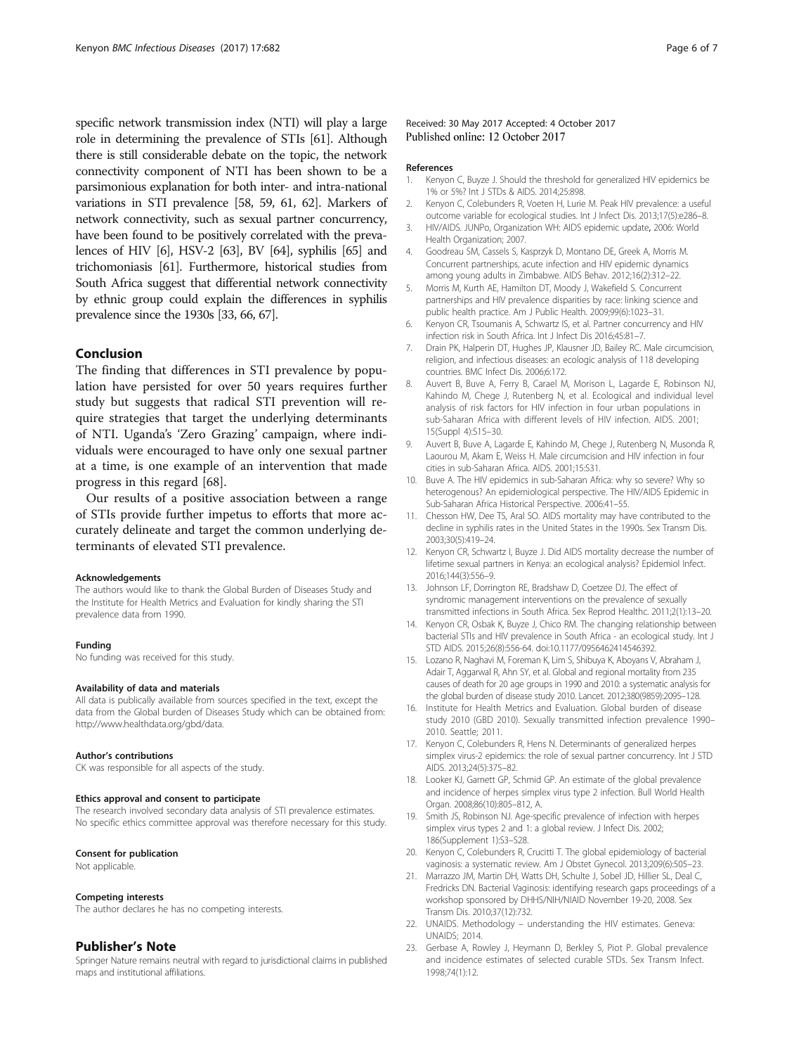specific network transmission index (NTI) will play a large role in determining the prevalence of STIs [61]. Although there is still considerable debate on the topic, the network connectivity component of NTI has been shown to be a parsimonious explanation for both inter- and intra-national variations in STI prevalence [58, 59, 61, 62]. Markers of network connectivity, such as sexual partner concurrency, have been found to be positively correlated with the prevalences of HIV [6], HSV-2 [63], BV [64], syphilis [65] and trichomoniasis [61]. Furthermore, historical studies from South Africa suggest that differential network connectivity by ethnic group could explain the differences in syphilis prevalence since the 1930s [33, 66, 67].

## Conclusion

The finding that differences in STI prevalence by population have persisted for over 50 years requires further study but suggests that radical STI prevention will require strategies that target the underlying determinants of NTI. Uganda's 'Zero Grazing' campaign, where individuals were encouraged to have only one sexual partner at a time, is one example of an intervention that made progress in this regard [68].

Our results of a positive association between a range of STIs provide further impetus to efforts that more accurately delineate and target the common underlying determinants of elevated STI prevalence.

#### Acknowledgements

The authors would like to thank the Global Burden of Diseases Study and the Institute for Health Metrics and Evaluation for kindly sharing the STI prevalence data from 1990.

#### Funding

No funding was received for this study.

#### Availability of data and materials

All data is publically available from sources specified in the text, except the data from the Global burden of Diseases Study which can be obtained from: http://www.healthdata.org/gbd/data.

#### Author's contributions

CK was responsible for all aspects of the study.

#### Ethics approval and consent to participate

The research involved secondary data analysis of STI prevalence estimates. No specific ethics committee approval was therefore necessary for this study.

#### Consent for publication

Not applicable.

#### Competing interests

The author declares he has no competing interests.

## Publisher's Note

Springer Nature remains neutral with regard to jurisdictional claims in published maps and institutional affiliations.

Received: 30 May 2017 Accepted: 4 October 2017
Published online: 12 October 2017

#### References

1. Kenyon C, Buyze J. Should the threshold for generalized HIV epidemics be 1% or 5%? Int J STDs & AIDS. 2014;25:898.
2. Kenyon C, Colebunders R, Voeten H, Lurie M. Peak HIV prevalence: a useful outcome variable for ecological studies. Int J Infect Dis. 2013;17(5):e286–8.
3. HIV/AIDS. JUNPo, Organization WH: AIDS epidemic update, 2006: World Health Organization; 2007.
4. Goodreau SM, Cassels S, Kasprzyk D, Montano DE, Greek A, Morris M. Concurrent partnerships, acute infection and HIV epidemic dynamics among young adults in Zimbabwe. AIDS Behav. 2012;16(2):312–22.
5. Morris M, Kurth AE, Hamilton DT, Moody J, Wakefield S. Concurrent partnerships and HIV prevalence disparities by race: linking science and public health practice. Am J Public Health. 2009;99(6):1023–31.
6. Kenyon CR, Tsoumanis A, Schwartz IS, et al. Partner concurrency and HIV infection risk in South Africa. Int J Infect Dis 2016;45:81–7.
7. Drain PK, Halperin DT, Hughes JP, Klausner JD, Bailey RC. Male circumcision, religion, and infectious diseases: an ecologic analysis of 118 developing countries. BMC Infect Dis. 2006;6:172.
8. Auvert B, Buve A, Ferry B, Carael M, Morison L, Lagarde E, Robinson NJ, Kahindo M, Chege J, Rutenberg N, et al. Ecological and individual level analysis of risk factors for HIV infection in four urban populations in sub-Saharan Africa with different levels of HIV infection. AIDS. 2001; 15(Suppl 4):S15–30.
9. Auvert B, Buve A, Lagarde E, Kahindo M, Chege J, Rutenberg N, Musonda R, Laourou M, Akam E, Weiss H. Male circumcision and HIV infection in four cities in sub-Saharan Africa. AIDS. 2001;15:S31.
10. Buve A. The HIV epidemics in sub-Saharan Africa: why so severe? Why so heterogenous? An epidemiological perspective. The HIV/AIDS Epidemic in Sub-Saharan Africa Historical Perspective. 2006:41–55.
11. Chesson HW, Dee TS, Aral SO. AIDS mortality may have contributed to the decline in syphilis rates in the United States in the 1990s. Sex Transm Dis. 2003;30(5):419–24.
12. Kenyon CR, Schwartz I, Buyze J. Did AIDS mortality decrease the number of lifetime sexual partners in Kenya: an ecological analysis? Epidemiol Infect. 2016;144(3):556–9.
13. Johnson LF, Dorrington RE, Bradshaw D, Coetzee DJ. The effect of syndromic management interventions on the prevalence of sexually transmitted infections in South Africa. Sex Reprod Healthc. 2011;2(1):13–20.
14. Kenyon CR, Osbak K, Buyze J, Chico RM. The changing relationship between bacterial STIs and HIV prevalence in South Africa - an ecological study. Int J STD AIDS. 2015;26(8):556-64. doi:10.1177/0956462414546392.
15. Lozano R, Naghavi M, Foreman K, Lim S, Shibuya K, Aboyans V, Abraham J, Adair T, Aggarwal R, Ahn SY, et al. Global and regional mortality from 235 causes of death for 20 age groups in 1990 and 2010: a systematic analysis for the global burden of disease study 2010. Lancet. 2012;380(9859):2095–128.
16. Institute for Health Metrics and Evaluation. Global burden of disease study 2010 (GBD 2010). Sexually transmitted infection prevalence 1990–2010. Seattle; 2011.
17. Kenyon C, Colebunders R, Hens N. Determinants of generalized herpes simplex virus-2 epidemics: the role of sexual partner concurrency. Int J STD AIDS. 2013;24(5):375–82.
18. Looker KJ, Garnett GP, Schmid GP. An estimate of the global prevalence and incidence of herpes simplex virus type 2 infection. Bull World Health Organ. 2008;86(10):805–812, A.
19. Smith JS, Robinson NJ. Age-specific prevalence of infection with herpes simplex virus types 2 and 1: a global review. J Infect Dis. 2002; 186(Supplement 1):S3–S28.
20. Kenyon C, Colebunders R, Crucitti T. The global epidemiology of bacterial vaginosis: a systematic review. Am J Obstet Gynecol. 2013;209(6):505–23.
21. Marrazzo JM, Martin DH, Watts DH, Schulte J, Sobel JD, Hillier SL, Deal C, Fredricks DN. Bacterial Vaginosis: identifying research gaps proceedings of a workshop sponsored by DHHS/NIH/NIAID November 19-20, 2008. Sex Transm Dis. 2010;37(12):732.
22. UNAIDS. Methodology – understanding the HIV estimates. Geneva: UNAIDS; 2014.
23. Gerbase A, Rowley J, Heymann D, Berkley S, Piot P. Global prevalence and incidence estimates of selected curable STDs. Sex Transm Infect. 1998;74(1):12.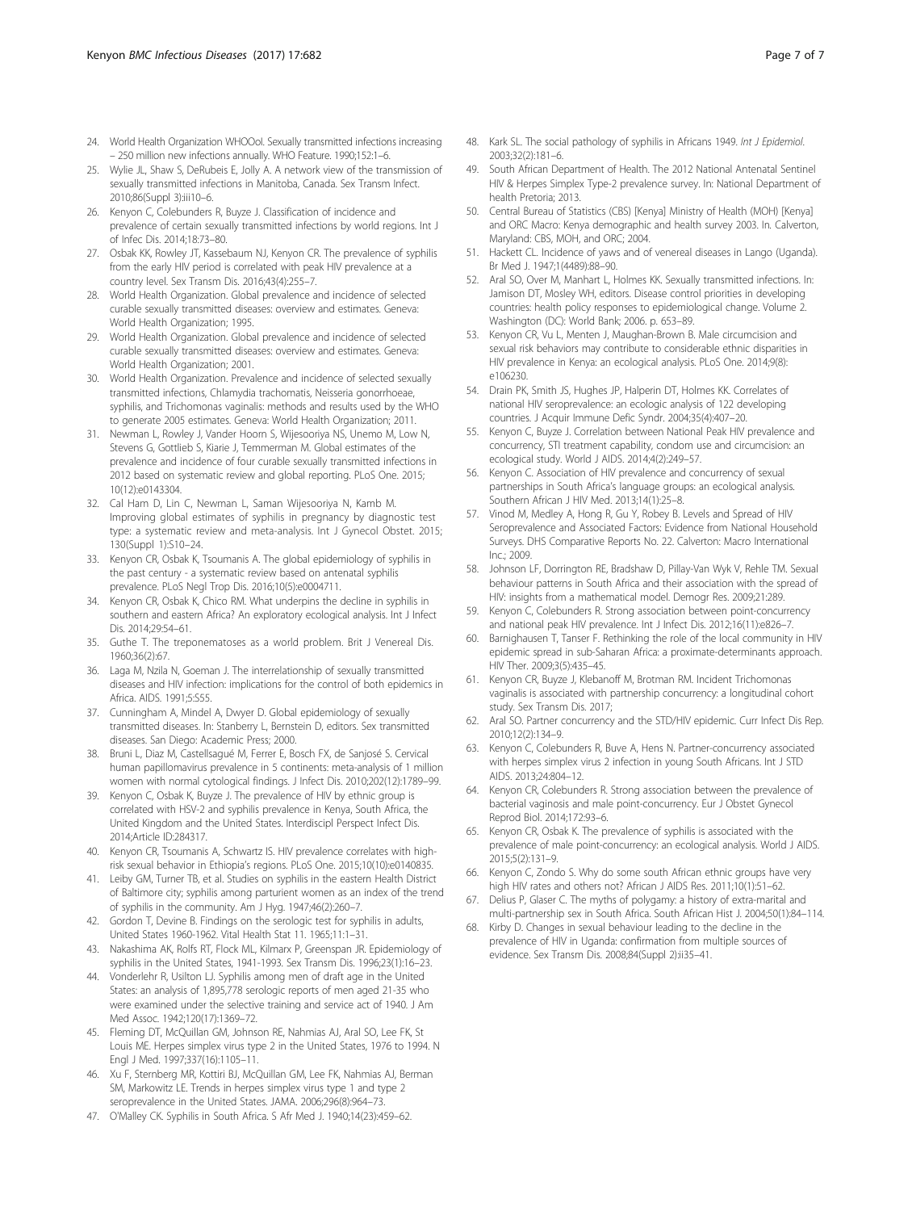24. World Health Organization WHOOol. Sexually transmitted infections increasing – 250 million new infections annually. WHO Feature. 1990;152:1–6.
25. Wylie JL, Shaw S, DeRubeis E, Jolly A. A network view of the transmission of sexually transmitted infections in Manitoba, Canada. Sex Transm Infect. 2010;86(Suppl 3):iii10–6.
26. Kenyon C, Colebunders R, Buyze J. Classification of incidence and prevalence of certain sexually transmitted infections by world regions. Int J of Infec Dis. 2014;18:73–80.
27. Osbak KK, Rowley JT, Kassebaum NJ, Kenyon CR. The prevalence of syphilis from the early HIV period is correlated with peak HIV prevalence at a country level. Sex Transm Dis. 2016;43(4):255–7.
28. World Health Organization. Global prevalence and incidence of selected curable sexually transmitted diseases: overview and estimates. Geneva: World Health Organization; 1995.
29. World Health Organization. Global prevalence and incidence of selected curable sexually transmitted diseases: overview and estimates. Geneva: World Health Organization; 2001.
30. World Health Organization. Prevalence and incidence of selected sexually transmitted infections, Chlamydia trachomatis, Neisseria gonorrhoeae, syphilis, and Trichomonas vaginalis: methods and results used by the WHO to generate 2005 estimates. Geneva: World Health Organization; 2011.
31. Newman L, Rowley J, Vander Hoorn S, Wijesooriya NS, Unemo M, Low N, Stevens G, Gottlieb S, Kiarie J, Temmerman M. Global estimates of the prevalence and incidence of four curable sexually transmitted infections in 2012 based on systematic review and global reporting. PLoS One. 2015; 10(12):e0143304.
32. Cal Ham D, Lin C, Newman L, Saman Wijesooriya N, Kamb M. Improving global estimates of syphilis in pregnancy by diagnostic test type: a systematic review and meta-analysis. Int J Gynecol Obstet. 2015; 130(Suppl 1):S10–24.
33. Kenyon CR, Osbak K, Tsoumanis A. The global epidemiology of syphilis in the past century - a systematic review based on antenatal syphilis prevalence. PLoS Negl Trop Dis. 2016;10(5):e0004711.
34. Kenyon CR, Osbak K, Chico RM. What underpins the decline in syphilis in southern and eastern Africa? An exploratory ecological analysis. Int J Infect Dis. 2014;29:54–61.
35. Guthe T. The treponematoses as a world problem. Brit J Venereal Dis. 1960;36(2):67.
36. Laga M, Nzila N, Goeman J. The interrelationship of sexually transmitted diseases and HIV infection: implications for the control of both epidemics in Africa. AIDS. 1991;5:S55.
37. Cunningham A, Mindel A, Dwyer D. Global epidemiology of sexually transmitted diseases. In: Stanberry L, Bernstein D, editors. Sex transmitted diseases. San Diego: Academic Press; 2000.
38. Bruni L, Diaz M, Castellsagué M, Ferrer E, Bosch FX, de Sanjosé S. Cervical human papillomavirus prevalence in 5 continents: meta-analysis of 1 million women with normal cytological findings. J Infect Dis. 2010;202(12):1789–99.
39. Kenyon C, Osbak K, Buyze J. The prevalence of HIV by ethnic group is correlated with HSV-2 and syphilis prevalence in Kenya, South Africa, the United Kingdom and the United States. Interdiscipl Perspect Infect Dis. 2014;Article ID:284317.
40. Kenyon CR, Tsoumanis A, Schwartz IS. HIV prevalence correlates with high-risk sexual behavior in Ethiopia's regions. PLoS One. 2015;10(10):e0140835.
41. Leiby GM, Turner TB, et al. Studies on syphilis in the eastern Health District of Baltimore city; syphilis among parturient women as an index of the trend of syphilis in the community. Am J Hyg. 1947;46(2):260–7.
42. Gordon T, Devine B. Findings on the serologic test for syphilis in adults, United States 1960-1962. Vital Health Stat 11. 1965;11:1–31.
43. Nakashima AK, Rolfs RT, Flock ML, Kilmarx P, Greenspan JR. Epidemiology of syphilis in the United States, 1941-1993. Sex Transm Dis. 1996;23(1):16–23.
44. Vonderlehr R, Usilton LJ. Syphilis among men of draft age in the United States: an analysis of 1,895,778 serologic reports of men aged 21-35 who were examined under the selective training and service act of 1940. J Am Med Assoc. 1942;120(17):1369–72.
45. Fleming DT, McQuillan GM, Johnson RE, Nahmias AJ, Aral SO, Lee FK, St Louis ME. Herpes simplex virus type 2 in the United States, 1976 to 1994. N Engl J Med. 1997;337(16):1105–11.
46. Xu F, Sternberg MR, Kottiri BJ, McQuillan GM, Lee FK, Nahmias AJ, Berman SM, Markowitz LE. Trends in herpes simplex virus type 1 and type 2 seroprevalence in the United States. JAMA. 2006;296(8):964–73.
47. O'Malley CK. Syphilis in South Africa. S Afr Med J. 1940;14(23):459–62.
48. Kark SL. The social pathology of syphilis in Africans 1949. *Int J Epidemiol.* 2003;32(2):181–6.
49. South African Department of Health. The 2012 National Antenatal Sentinel HIV & Herpes Simplex Type-2 prevalence survey. In: National Department of health Pretoria; 2013.
50. Central Bureau of Statistics (CBS) [Kenya] Ministry of Health (MOH) [Kenya] and ORC Macro: Kenya demographic and health survey 2003. In. Calverton, Maryland: CBS, MOH, and ORC; 2004.
51. Hackett CL. Incidence of yaws and of venereal diseases in Lango (Uganda). Br Med J. 1947;1(4489):88–90.
52. Aral SO, Over M, Manhart L, Holmes KK. Sexually transmitted infections. In: Jamison DT, Mosley WH, editors. Disease control priorities in developing countries: health policy responses to epidemiological change. Volume 2. Washington (DC): World Bank; 2006. p. 653–89.
53. Kenyon CR, Vu L, Menten J, Maughan-Brown B. Male circumcision and sexual risk behaviors may contribute to considerable ethnic disparities in HIV prevalence in Kenya: an ecological analysis. PLoS One. 2014;9(8): e106230.
54. Drain PK, Smith JS, Hughes JP, Halperin DT, Holmes KK. Correlates of national HIV seroprevalence: an ecologic analysis of 122 developing countries. J Acquir Immune Defic Syndr. 2004;35(4):407–20.
55. Kenyon C, Buyze J. Correlation between National Peak HIV prevalence and concurrency, STI treatment capability, condom use and circumcision: an ecological study. World J AIDS. 2014;4(2):249–57.
56. Kenyon C. Association of HIV prevalence and concurrency of sexual partnerships in South Africa's language groups: an ecological analysis. Southern African J HIV Med. 2013;14(1):25–8.
57. Vinod M, Medley A, Hong R, Gu Y, Robey B. Levels and Spread of HIV Seroprevalence and Associated Factors: Evidence from National Household Surveys. DHS Comparative Reports No. 22. Calverton: Macro International Inc.; 2009.
58. Johnson LF, Dorrington RE, Bradshaw D, Pillay-Van Wyk V, Rehle TM. Sexual behaviour patterns in South Africa and their association with the spread of HIV: insights from a mathematical model. Demogr Res. 2009;21:289.
59. Kenyon C, Colebunders R. Strong association between point-concurrency and national peak HIV prevalence. Int J Infect Dis. 2012;16(11):e826–7.
60. Barnighausen T, Tanser F. Rethinking the role of the local community in HIV epidemic spread in sub-Saharan Africa: a proximate-determinants approach. HIV Ther. 2009;3(5):435–45.
61. Kenyon CR, Buyze J, Klebanoff M, Brotman RM. Incident Trichomonas vaginalis is associated with partnership concurrency: a longitudinal cohort study. Sex Transm Dis. 2017;
62. Aral SO. Partner concurrency and the STD/HIV epidemic. Curr Infect Dis Rep. 2010;12(2):134–9.
63. Kenyon C, Colebunders R, Buve A, Hens N. Partner-concurrency associated with herpes simplex virus 2 infection in young South Africans. Int J STD AIDS. 2013;24:804–12.
64. Kenyon CR, Colebunders R. Strong association between the prevalence of bacterial vaginosis and male point-concurrency. Eur J Obstet Gynecol Reprod Biol. 2014;172:93–6.
65. Kenyon CR, Osbak K. The prevalence of syphilis is associated with the prevalence of male point-concurrency: an ecological analysis. World J AIDS. 2015;5(2):131–9.
66. Kenyon C, Zondo S. Why do some south African ethnic groups have very high HIV rates and others not? African J AIDS Res. 2011;10(1):51–62.
67. Delius P, Glaser C. The myths of polygamy: a history of extra-marital and multi-partnership sex in South Africa. South African Hist J. 2004;50(1):84–114.
68. Kirby D. Changes in sexual behaviour leading to the decline in the prevalence of HIV in Uganda: confirmation from multiple sources of evidence. Sex Transm Dis. 2008;84(Suppl 2):ii35–41.